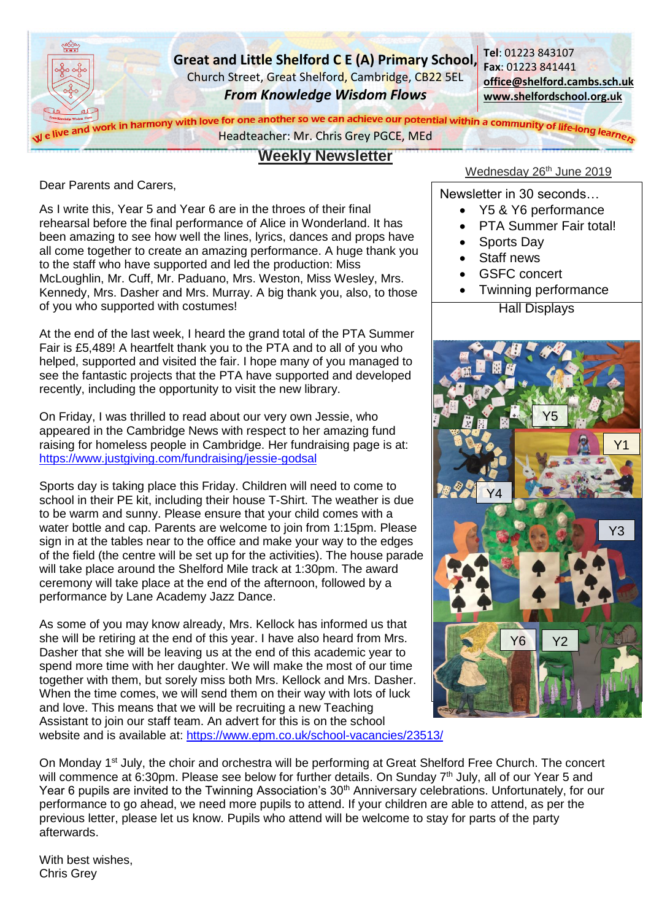**Great and Little Shelford C E (A) Primary School**
Church Street, Great Shelford, Cambridge, CB22 5EL
*From Knowledge Wisdom Flows*

**Tel**: 01223 843107
**Fax**: 01223 841441
**office@shelford.cambs.sch.uk**
**www.shelfordschool.org.uk**

We live and work in harmony with love for one another so we can achieve our potential within a community of life-long learners

Headteacher: Mr. Chris Grey PGCE, MEd

# Weekly Newsletter

Wednesday 26th June 2019

Newsletter in 30 seconds…

- Y5 & Y6 performance
- PTA Summer Fair total!
- Sports Day
- Staff news
- GSFC concert
- Twinning performance

Hall Displays

Y5, Y1, Y4, Y3, Y6, Y2

Dear Parents and Carers,

As I write this, Year 5 and Year 6 are in the throes of their final rehearsal before the final performance of Alice in Wonderland. It has been amazing to see how well the lines, lyrics, dances and props have all come together to create an amazing performance. A huge thank you to the staff who have supported and led the production: Miss McLoughlin, Mr. Cuff, Mr. Paduano, Mrs. Weston, Miss Wesley, Mrs. Kennedy, Mrs. Dasher and Mrs. Murray. A big thank you, also, to those of you who supported with costumes!

At the end of the last week, I heard the grand total of the PTA Summer Fair is £5,489! A heartfelt thank you to the PTA and to all of you who helped, supported and visited the fair. I hope many of you managed to see the fantastic projects that the PTA have supported and developed recently, including the opportunity to visit the new library.

On Friday, I was thrilled to read about our very own Jessie, who appeared in the Cambridge News with respect to her amazing fund raising for homeless people in Cambridge. Her fundraising page is at: https://www.justgiving.com/fundraising/jessie-godsal

Sports day is taking place this Friday. Children will need to come to school in their PE kit, including their house T-Shirt. The weather is due to be warm and sunny. Please ensure that your child comes with a water bottle and cap. Parents are welcome to join from 1:15pm. Please sign in at the tables near to the office and make your way to the edges of the field (the centre will be set up for the activities). The house parade will take place around the Shelford Mile track at 1:30pm. The award ceremony will take place at the end of the afternoon, followed by a performance by Lane Academy Jazz Dance.

As some of you may know already, Mrs. Kellock has informed us that she will be retiring at the end of this year. I have also heard from Mrs. Dasher that she will be leaving us at the end of this academic year to spend more time with her daughter. We will make the most of our time together with them, but sorely miss both Mrs. Kellock and Mrs. Dasher. When the time comes, we will send them on their way with lots of luck and love. This means that we will be recruiting a new Teaching Assistant to join our staff team. An advert for this is on the school website and is available at: https://www.epm.co.uk/school-vacancies/23513/

On Monday 1st July, the choir and orchestra will be performing at Great Shelford Free Church. The concert will commence at 6:30pm. Please see below for further details. On Sunday 7th July, all of our Year 5 and Year 6 pupils are invited to the Twinning Association's 30th Anniversary celebrations. Unfortunately, for our performance to go ahead, we need more pupils to attend. If your children are able to attend, as per the previous letter, please let us know. Pupils who attend will be welcome to stay for parts of the party afterwards.

With best wishes,
Chris Grey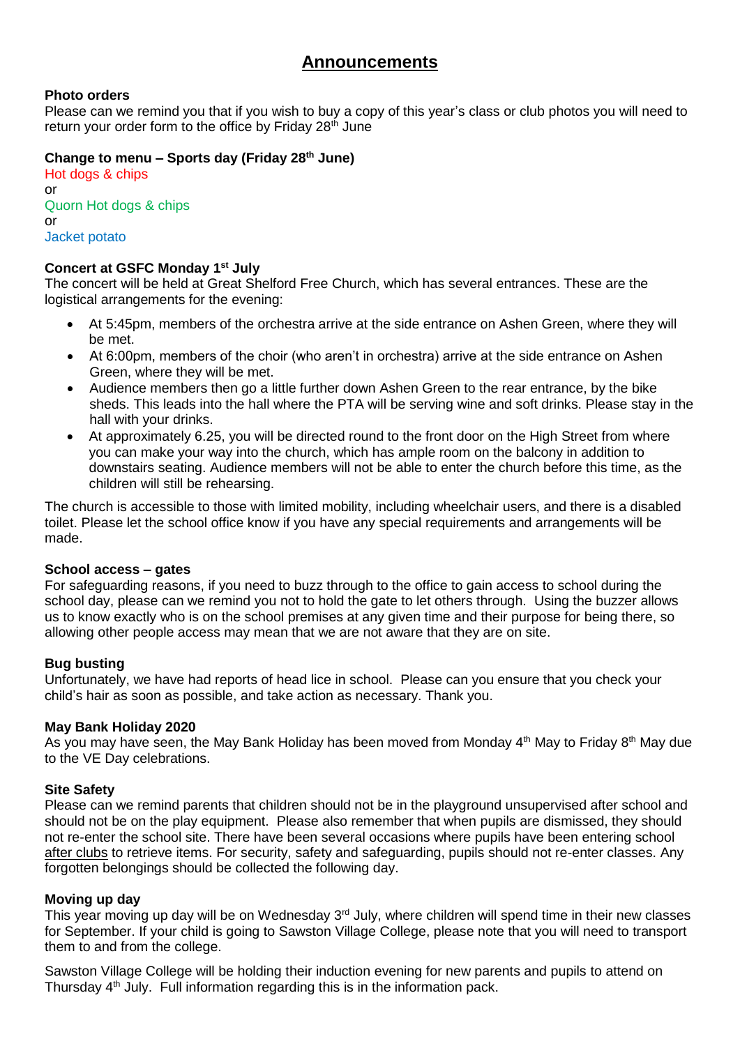# Announcements

**Photo orders**
Please can we remind you that if you wish to buy a copy of this year's class or club photos you will need to return your order form to the office by Friday 28th June

**Change to menu – Sports day (Friday 28th June)**
Hot dogs & chips
or
Quorn Hot dogs & chips
or
Jacket potato

**Concert at GSFC Monday 1st July**
The concert will be held at Great Shelford Free Church, which has several entrances. These are the logistical arrangements for the evening:

- At 5:45pm, members of the orchestra arrive at the side entrance on Ashen Green, where they will be met.
- At 6:00pm, members of the choir (who aren't in orchestra) arrive at the side entrance on Ashen Green, where they will be met.
- Audience members then go a little further down Ashen Green to the rear entrance, by the bike sheds. This leads into the hall where the PTA will be serving wine and soft drinks. Please stay in the hall with your drinks.
- At approximately 6.25, you will be directed round to the front door on the High Street from where you can make your way into the church, which has ample room on the balcony in addition to downstairs seating. Audience members will not be able to enter the church before this time, as the children will still be rehearsing.

The church is accessible to those with limited mobility, including wheelchair users, and there is a disabled toilet. Please let the school office know if you have any special requirements and arrangements will be made.

**School access – gates**
For safeguarding reasons, if you need to buzz through to the office to gain access to school during the school day, please can we remind you not to hold the gate to let others through. Using the buzzer allows us to know exactly who is on the school premises at any given time and their purpose for being there, so allowing other people access may mean that we are not aware that they are on site.

**Bug busting**
Unfortunately, we have had reports of head lice in school. Please can you ensure that you check your child's hair as soon as possible, and take action as necessary. Thank you.

**May Bank Holiday 2020**
As you may have seen, the May Bank Holiday has been moved from Monday 4th May to Friday 8th May due to the VE Day celebrations.

**Site Safety**
Please can we remind parents that children should not be in the playground unsupervised after school and should not be on the play equipment. Please also remember that when pupils are dismissed, they should not re-enter the school site. There have been several occasions where pupils have been entering school after clubs to retrieve items. For security, safety and safeguarding, pupils should not re-enter classes. Any forgotten belongings should be collected the following day.

**Moving up day**
This year moving up day will be on Wednesday 3rd July, where children will spend time in their new classes for September. If your child is going to Sawston Village College, please note that you will need to transport them to and from the college.

Sawston Village College will be holding their induction evening for new parents and pupils to attend on Thursday 4th July. Full information regarding this is in the information pack.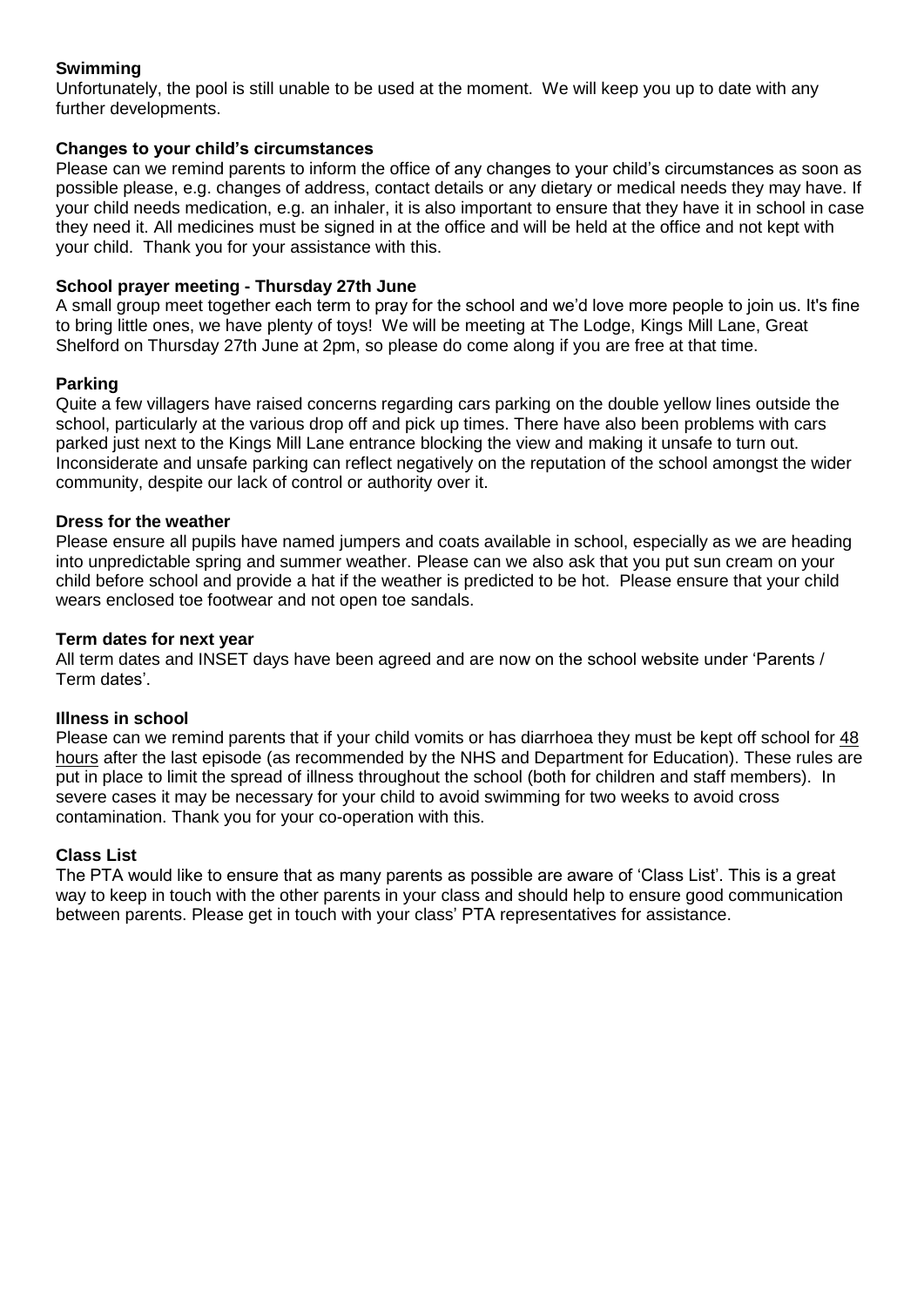**Swimming**

Unfortunately, the pool is still unable to be used at the moment. We will keep you up to date with any further developments.

**Changes to your child's circumstances**

Please can we remind parents to inform the office of any changes to your child's circumstances as soon as possible please, e.g. changes of address, contact details or any dietary or medical needs they may have. If your child needs medication, e.g. an inhaler, it is also important to ensure that they have it in school in case they need it. All medicines must be signed in at the office and will be held at the office and not kept with your child. Thank you for your assistance with this.

**School prayer meeting - Thursday 27th June**

A small group meet together each term to pray for the school and we'd love more people to join us. It's fine to bring little ones, we have plenty of toys! We will be meeting at The Lodge, Kings Mill Lane, Great Shelford on Thursday 27th June at 2pm, so please do come along if you are free at that time.

**Parking**

Quite a few villagers have raised concerns regarding cars parking on the double yellow lines outside the school, particularly at the various drop off and pick up times. There have also been problems with cars parked just next to the Kings Mill Lane entrance blocking the view and making it unsafe to turn out. Inconsiderate and unsafe parking can reflect negatively on the reputation of the school amongst the wider community, despite our lack of control or authority over it.

**Dress for the weather**

Please ensure all pupils have named jumpers and coats available in school, especially as we are heading into unpredictable spring and summer weather. Please can we also ask that you put sun cream on your child before school and provide a hat if the weather is predicted to be hot. Please ensure that your child wears enclosed toe footwear and not open toe sandals.

**Term dates for next year**

All term dates and INSET days have been agreed and are now on the school website under 'Parents / Term dates'.

**Illness in school**

Please can we remind parents that if your child vomits or has diarrhoea they must be kept off school for 48 hours after the last episode (as recommended by the NHS and Department for Education). These rules are put in place to limit the spread of illness throughout the school (both for children and staff members). In severe cases it may be necessary for your child to avoid swimming for two weeks to avoid cross contamination. Thank you for your co-operation with this.

**Class List**

The PTA would like to ensure that as many parents as possible are aware of 'Class List'. This is a great way to keep in touch with the other parents in your class and should help to ensure good communication between parents. Please get in touch with your class' PTA representatives for assistance.